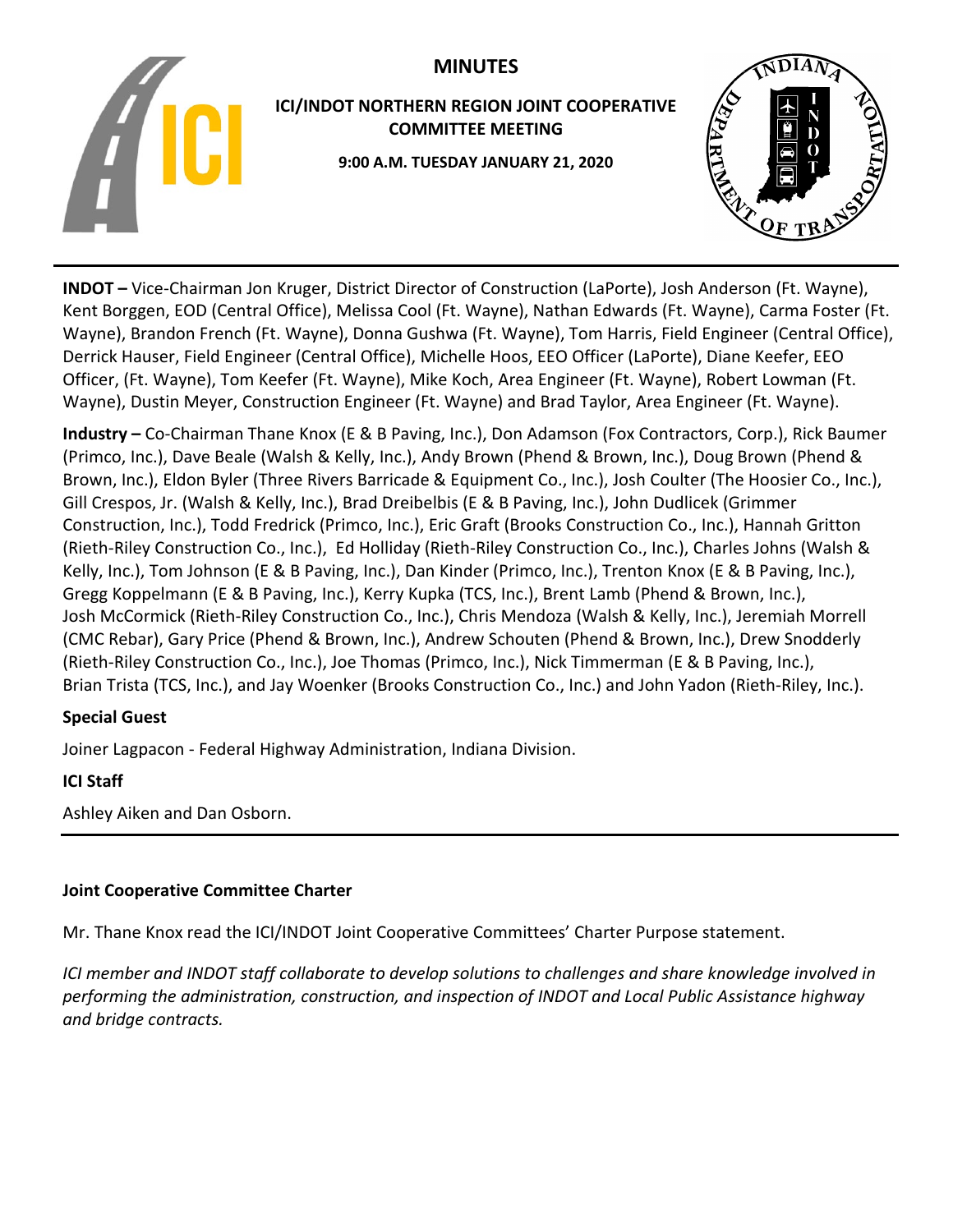# MINUTES

## ICI/INDOT NORTHERN REGION JOINT COOPERATIVE COMMITTEE MEETING

**9:00 A.M. TUESDAY JANUARY 21, 2020**

**INDOT –** Vice-Chairman Jon Kruger, District Director of Construction (LaPorte), Josh Anderson (Ft. Wayne), Kent Borggen, EOD (Central Office), Melissa Cool (Ft. Wayne), Nathan Edwards (Ft. Wayne), Carma Foster (Ft. Wayne), Brandon French (Ft. Wayne), Donna Gushwa (Ft. Wayne), Tom Harris, Field Engineer (Central Office), Derrick Hauser, Field Engineer (Central Office), Michelle Hoos, EEO Officer (LaPorte), Diane Keefer, EEO Officer, (Ft. Wayne), Tom Keefer (Ft. Wayne), Mike Koch, Area Engineer (Ft. Wayne), Robert Lowman (Ft. Wayne), Dustin Meyer, Construction Engineer (Ft. Wayne) and Brad Taylor, Area Engineer (Ft. Wayne).

**Industry –** Co-Chairman Thane Knox (E & B Paving, Inc.), Don Adamson (Fox Contractors, Corp.), Rick Baumer (Primco, Inc.), Dave Beale (Walsh & Kelly, Inc.), Andy Brown (Phend & Brown, Inc.), Doug Brown (Phend & Brown, Inc.), Eldon Byler (Three Rivers Barricade & Equipment Co., Inc.), Josh Coulter (The Hoosier Co., Inc.), Gill Crespos, Jr. (Walsh & Kelly, Inc.), Brad Dreibelbis (E & B Paving, Inc.), John Dudlicek (Grimmer Construction, Inc.), Todd Fredrick (Primco, Inc.), Eric Graft (Brooks Construction Co., Inc.), Hannah Gritton (Rieth-Riley Construction Co., Inc.), Ed Holliday (Rieth-Riley Construction Co., Inc.), Charles Johns (Walsh & Kelly, Inc.), Tom Johnson (E & B Paving, Inc.), Dan Kinder (Primco, Inc.), Trenton Knox (E & B Paving, Inc.), Gregg Koppelmann (E & B Paving, Inc.), Kerry Kupka (TCS, Inc.), Brent Lamb (Phend & Brown, Inc.), Josh McCormick (Rieth-Riley Construction Co., Inc.), Chris Mendoza (Walsh & Kelly, Inc.), Jeremiah Morrell (CMC Rebar), Gary Price (Phend & Brown, Inc.), Andrew Schouten (Phend & Brown, Inc.), Drew Snodderly (Rieth-Riley Construction Co., Inc.), Joe Thomas (Primco, Inc.), Nick Timmerman (E & B Paving, Inc.), Brian Trista (TCS, Inc.), and Jay Woenker (Brooks Construction Co., Inc.) and John Yadon (Rieth-Riley, Inc.).

**Special Guest**

Joiner Lagpacon - Federal Highway Administration, Indiana Division.

**ICI Staff**

Ashley Aiken and Dan Osborn.

**Joint Cooperative Committee Charter**

Mr. Thane Knox read the ICI/INDOT Joint Cooperative Committees' Charter Purpose statement.

*ICI member and INDOT staff collaborate to develop solutions to challenges and share knowledge involved in performing the administration, construction, and inspection of INDOT and Local Public Assistance highway and bridge contracts.*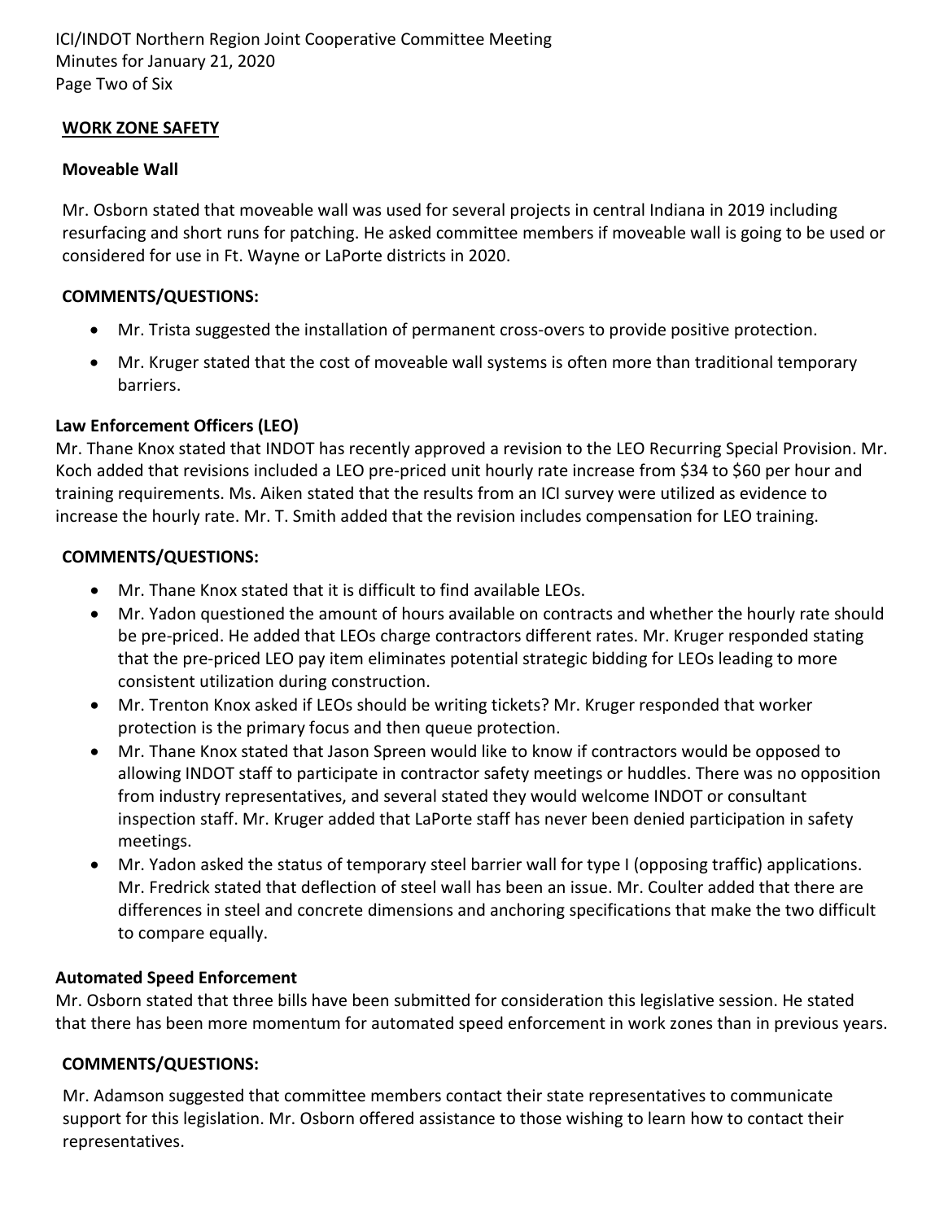## WORK ZONE SAFETY

### Moveable Wall

Mr. Osborn stated that moveable wall was used for several projects in central Indiana in 2019 including resurfacing and short runs for patching. He asked committee members if moveable wall is going to be used or considered for use in Ft. Wayne or LaPorte districts in 2020.

**COMMENTS/QUESTIONS:**

- Mr. Trista suggested the installation of permanent cross-overs to provide positive protection.
- Mr. Kruger stated that the cost of moveable wall systems is often more than traditional temporary barriers.

### Law Enforcement Officers (LEO)

Mr. Thane Knox stated that INDOT has recently approved a revision to the LEO Recurring Special Provision. Mr. Koch added that revisions included a LEO pre-priced unit hourly rate increase from $34 to $60 per hour and training requirements. Ms. Aiken stated that the results from an ICI survey were utilized as evidence to increase the hourly rate. Mr. T. Smith added that the revision includes compensation for LEO training.

**COMMENTS/QUESTIONS:**

- Mr. Thane Knox stated that it is difficult to find available LEOs.
- Mr. Yadon questioned the amount of hours available on contracts and whether the hourly rate should be pre-priced. He added that LEOs charge contractors different rates. Mr. Kruger responded stating that the pre-priced LEO pay item eliminates potential strategic bidding for LEOs leading to more consistent utilization during construction.
- Mr. Trenton Knox asked if LEOs should be writing tickets? Mr. Kruger responded that worker protection is the primary focus and then queue protection.
- Mr. Thane Knox stated that Jason Spreen would like to know if contractors would be opposed to allowing INDOT staff to participate in contractor safety meetings or huddles. There was no opposition from industry representatives, and several stated they would welcome INDOT or consultant inspection staff. Mr. Kruger added that LaPorte staff has never been denied participation in safety meetings.
- Mr. Yadon asked the status of temporary steel barrier wall for type I (opposing traffic) applications. Mr. Fredrick stated that deflection of steel wall has been an issue. Mr. Coulter added that there are differences in steel and concrete dimensions and anchoring specifications that make the two difficult to compare equally.

### Automated Speed Enforcement

Mr. Osborn stated that three bills have been submitted for consideration this legislative session. He stated that there has been more momentum for automated speed enforcement in work zones than in previous years.

**COMMENTS/QUESTIONS:**

Mr. Adamson suggested that committee members contact their state representatives to communicate support for this legislation. Mr. Osborn offered assistance to those wishing to learn how to contact their representatives.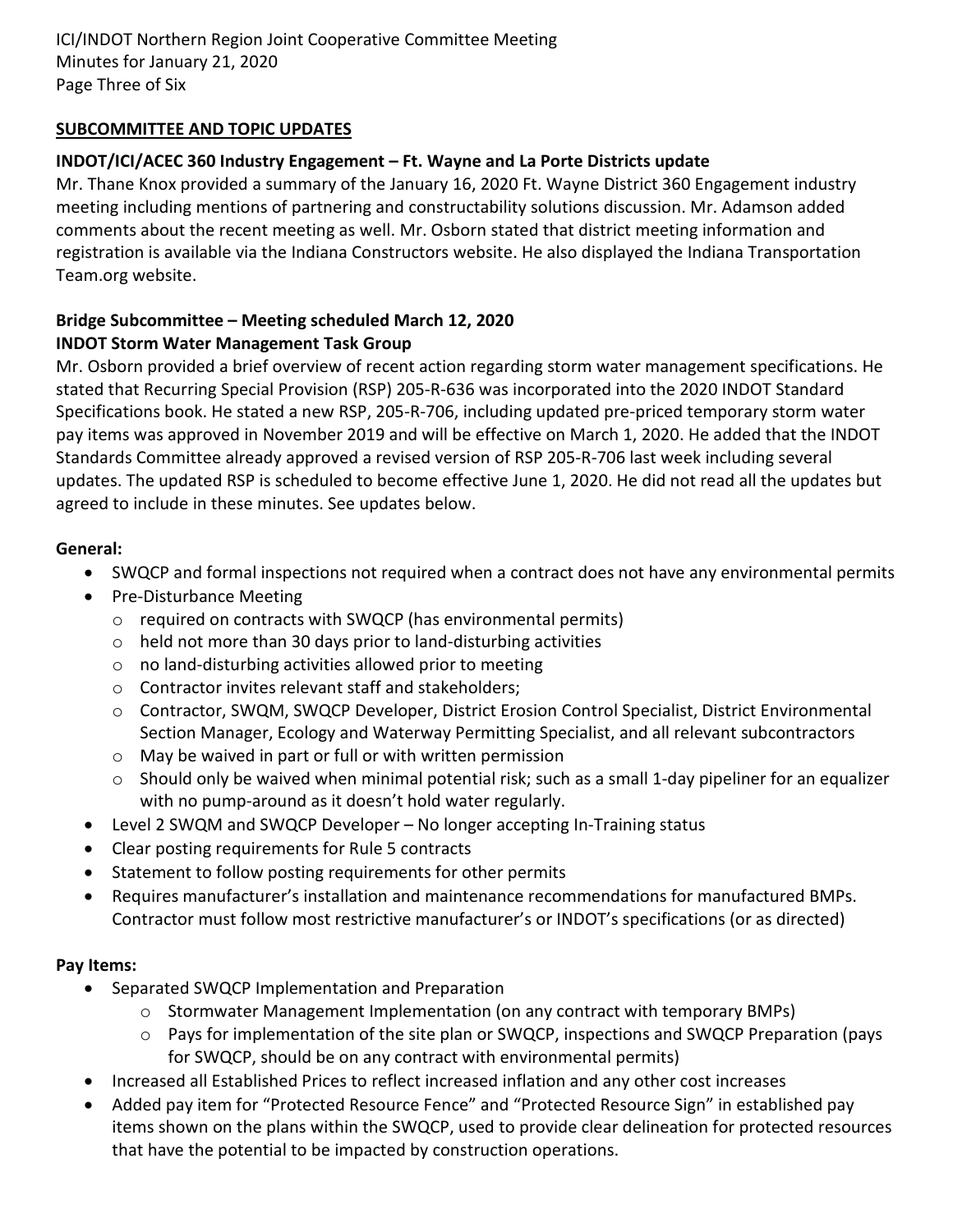## SUBCOMMITTEE AND TOPIC UPDATES

### INDOT/ICI/ACEC 360 Industry Engagement – Ft. Wayne and La Porte Districts update

Mr. Thane Knox provided a summary of the January 16, 2020 Ft. Wayne District 360 Engagement industry meeting including mentions of partnering and constructability solutions discussion. Mr. Adamson added comments about the recent meeting as well. Mr. Osborn stated that district meeting information and registration is available via the Indiana Constructors website. He also displayed the Indiana Transportation Team.org website.

### Bridge Subcommittee – Meeting scheduled March 12, 2020

### INDOT Storm Water Management Task Group

Mr. Osborn provided a brief overview of recent action regarding storm water management specifications. He stated that Recurring Special Provision (RSP) 205-R-636 was incorporated into the 2020 INDOT Standard Specifications book. He stated a new RSP, 205-R-706, including updated pre-priced temporary storm water pay items was approved in November 2019 and will be effective on March 1, 2020. He added that the INDOT Standards Committee already approved a revised version of RSP 205-R-706 last week including several updates. The updated RSP is scheduled to become effective June 1, 2020. He did not read all the updates but agreed to include in these minutes. See updates below.

**General:**

- SWQCP and formal inspections not required when a contract does not have any environmental permits
- Pre-Disturbance Meeting
  - required on contracts with SWQCP (has environmental permits)
  - held not more than 30 days prior to land-disturbing activities
  - no land-disturbing activities allowed prior to meeting
  - Contractor invites relevant staff and stakeholders;
  - Contractor, SWQM, SWQCP Developer, District Erosion Control Specialist, District Environmental Section Manager, Ecology and Waterway Permitting Specialist, and all relevant subcontractors
  - May be waived in part or full or with written permission
  - Should only be waived when minimal potential risk; such as a small 1-day pipeliner for an equalizer with no pump-around as it doesn't hold water regularly.
- Level 2 SWQM and SWQCP Developer – No longer accepting In-Training status
- Clear posting requirements for Rule 5 contracts
- Statement to follow posting requirements for other permits
- Requires manufacturer's installation and maintenance recommendations for manufactured BMPs. Contractor must follow most restrictive manufacturer's or INDOT's specifications (or as directed)

**Pay Items:**

- Separated SWQCP Implementation and Preparation
  - Stormwater Management Implementation (on any contract with temporary BMPs)
  - Pays for implementation of the site plan or SWQCP, inspections and SWQCP Preparation (pays for SWQCP, should be on any contract with environmental permits)
- Increased all Established Prices to reflect increased inflation and any other cost increases
- Added pay item for "Protected Resource Fence" and "Protected Resource Sign" in established pay items shown on the plans within the SWQCP, used to provide clear delineation for protected resources that have the potential to be impacted by construction operations.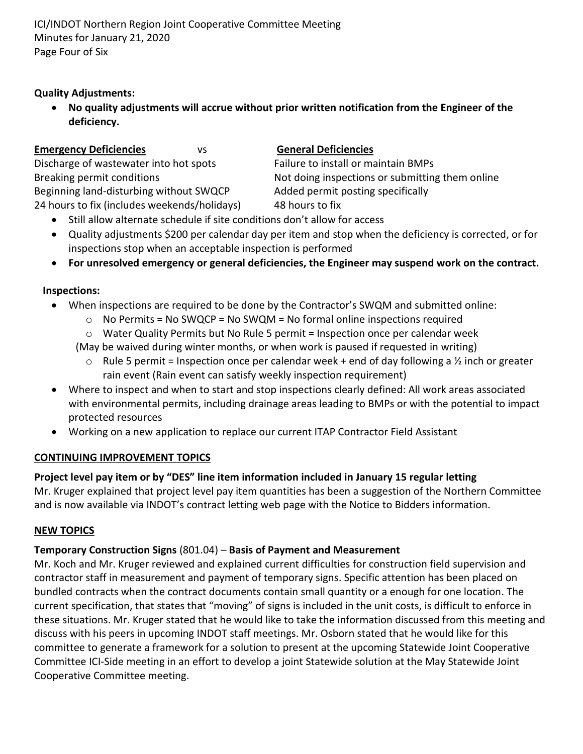**Quality Adjustments:**

- **No quality adjustments will accrue without prior written notification from the Engineer of the deficiency.**

| **Emergency Deficiencies** | vs | **General Deficiencies** |
|---|---|---|
| Discharge of wastewater into hot spots | | Failure to install or maintain BMPs |
| Breaking permit conditions | | Not doing inspections or submitting them online |
| Beginning land-disturbing without SWQCP | | Added permit posting specifically |
| 24 hours to fix (includes weekends/holidays) | | 48 hours to fix |

- Still allow alternate schedule if site conditions don't allow for access
- Quality adjustments $200 per calendar day per item and stop when the deficiency is corrected, or for inspections stop when an acceptable inspection is performed
- **For unresolved emergency or general deficiencies, the Engineer may suspend work on the contract.**

**Inspections:**

- When inspections are required to be done by the Contractor's SWQM and submitted online:
  - No Permits = No SWQCP = No SWQM = No formal online inspections required
  - Water Quality Permits but No Rule 5 permit = Inspection once per calendar week

  (May be waived during winter months, or when work is paused if requested in writing)
  - Rule 5 permit = Inspection once per calendar week + end of day following a ½ inch or greater rain event (Rain event can satisfy weekly inspection requirement)
- Where to inspect and when to start and stop inspections clearly defined: All work areas associated with environmental permits, including drainage areas leading to BMPs or with the potential to impact protected resources
- Working on a new application to replace our current ITAP Contractor Field Assistant

## CONTINUING IMPROVEMENT TOPICS

**Project level pay item or by "DES" line item information included in January 15 regular letting**

Mr. Kruger explained that project level pay item quantities has been a suggestion of the Northern Committee and is now available via INDOT's contract letting web page with the Notice to Bidders information.

## NEW TOPICS

**Temporary Construction Signs** (801.04) – **Basis of Payment and Measurement**

Mr. Koch and Mr. Kruger reviewed and explained current difficulties for construction field supervision and contractor staff in measurement and payment of temporary signs. Specific attention has been placed on bundled contracts when the contract documents contain small quantity or a enough for one location. The current specification, that states that "moving" of signs is included in the unit costs, is difficult to enforce in these situations. Mr. Kruger stated that he would like to take the information discussed from this meeting and discuss with his peers in upcoming INDOT staff meetings. Mr. Osborn stated that he would like for this committee to generate a framework for a solution to present at the upcoming Statewide Joint Cooperative Committee ICI-Side meeting in an effort to develop a joint Statewide solution at the May Statewide Joint Cooperative Committee meeting.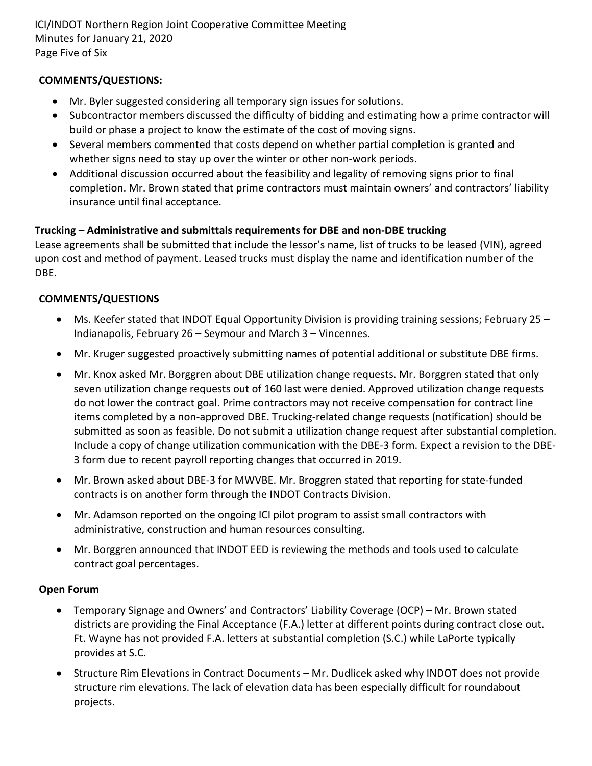**COMMENTS/QUESTIONS:**

- Mr. Byler suggested considering all temporary sign issues for solutions.
- Subcontractor members discussed the difficulty of bidding and estimating how a prime contractor will build or phase a project to know the estimate of the cost of moving signs.
- Several members commented that costs depend on whether partial completion is granted and whether signs need to stay up over the winter or other non-work periods.
- Additional discussion occurred about the feasibility and legality of removing signs prior to final completion. Mr. Brown stated that prime contractors must maintain owners' and contractors' liability insurance until final acceptance.

**Trucking – Administrative and submittals requirements for DBE and non-DBE trucking**

Lease agreements shall be submitted that include the lessor's name, list of trucks to be leased (VIN), agreed upon cost and method of payment. Leased trucks must display the name and identification number of the DBE.

**COMMENTS/QUESTIONS**

- Ms. Keefer stated that INDOT Equal Opportunity Division is providing training sessions; February 25 – Indianapolis, February 26 – Seymour and March 3 – Vincennes.
- Mr. Kruger suggested proactively submitting names of potential additional or substitute DBE firms.
- Mr. Knox asked Mr. Borggren about DBE utilization change requests. Mr. Borggren stated that only seven utilization change requests out of 160 last were denied. Approved utilization change requests do not lower the contract goal. Prime contractors may not receive compensation for contract line items completed by a non-approved DBE. Trucking-related change requests (notification) should be submitted as soon as feasible. Do not submit a utilization change request after substantial completion. Include a copy of change utilization communication with the DBE-3 form. Expect a revision to the DBE-3 form due to recent payroll reporting changes that occurred in 2019.
- Mr. Brown asked about DBE-3 for MWVBE. Mr. Broggren stated that reporting for state-funded contracts is on another form through the INDOT Contracts Division.
- Mr. Adamson reported on the ongoing ICI pilot program to assist small contractors with administrative, construction and human resources consulting.
- Mr. Borggren announced that INDOT EED is reviewing the methods and tools used to calculate contract goal percentages.

**Open Forum**

- Temporary Signage and Owners' and Contractors' Liability Coverage (OCP) – Mr. Brown stated districts are providing the Final Acceptance (F.A.) letter at different points during contract close out. Ft. Wayne has not provided F.A. letters at substantial completion (S.C.) while LaPorte typically provides at S.C.
- Structure Rim Elevations in Contract Documents – Mr. Dudlicek asked why INDOT does not provide structure rim elevations. The lack of elevation data has been especially difficult for roundabout projects.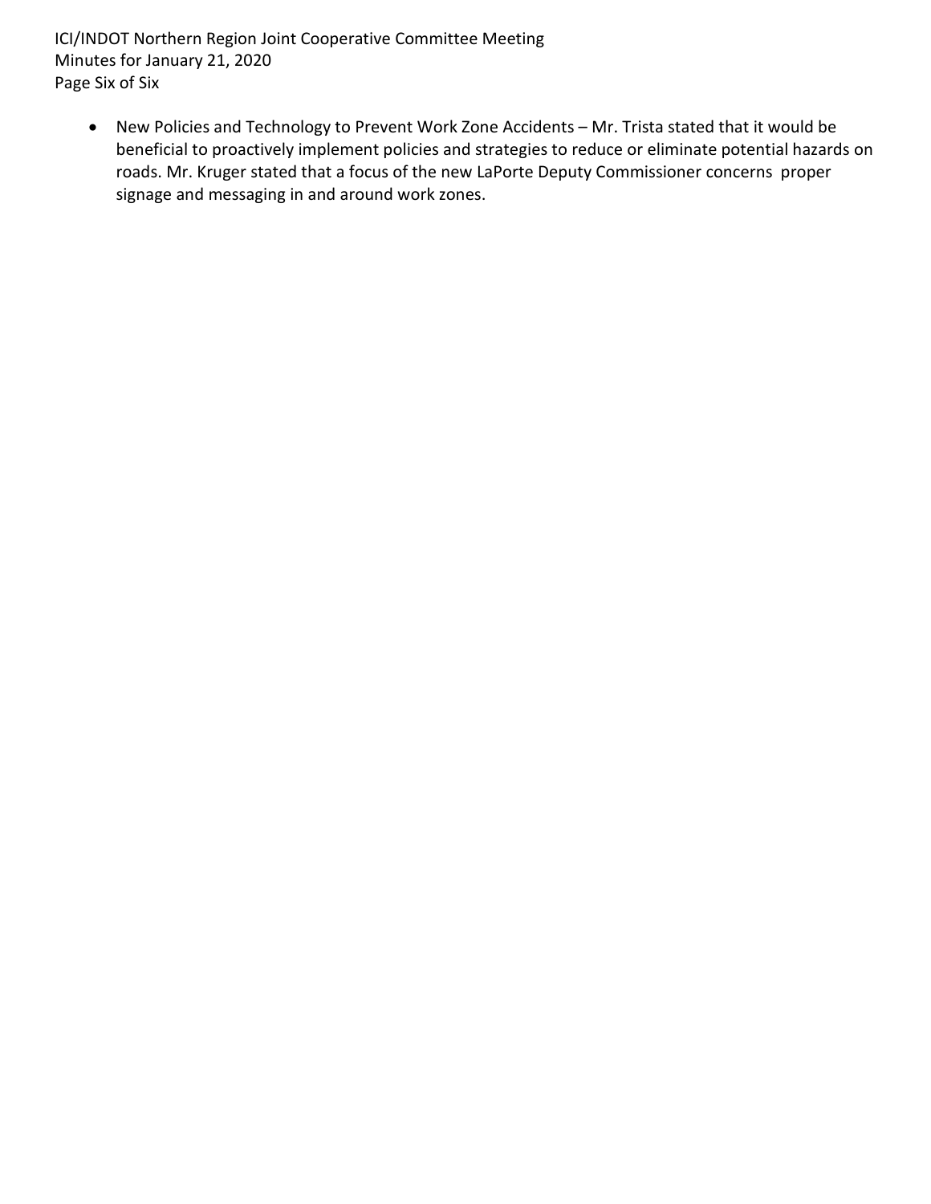- New Policies and Technology to Prevent Work Zone Accidents – Mr. Trista stated that it would be beneficial to proactively implement policies and strategies to reduce or eliminate potential hazards on roads. Mr. Kruger stated that a focus of the new LaPorte Deputy Commissioner concerns proper signage and messaging in and around work zones.